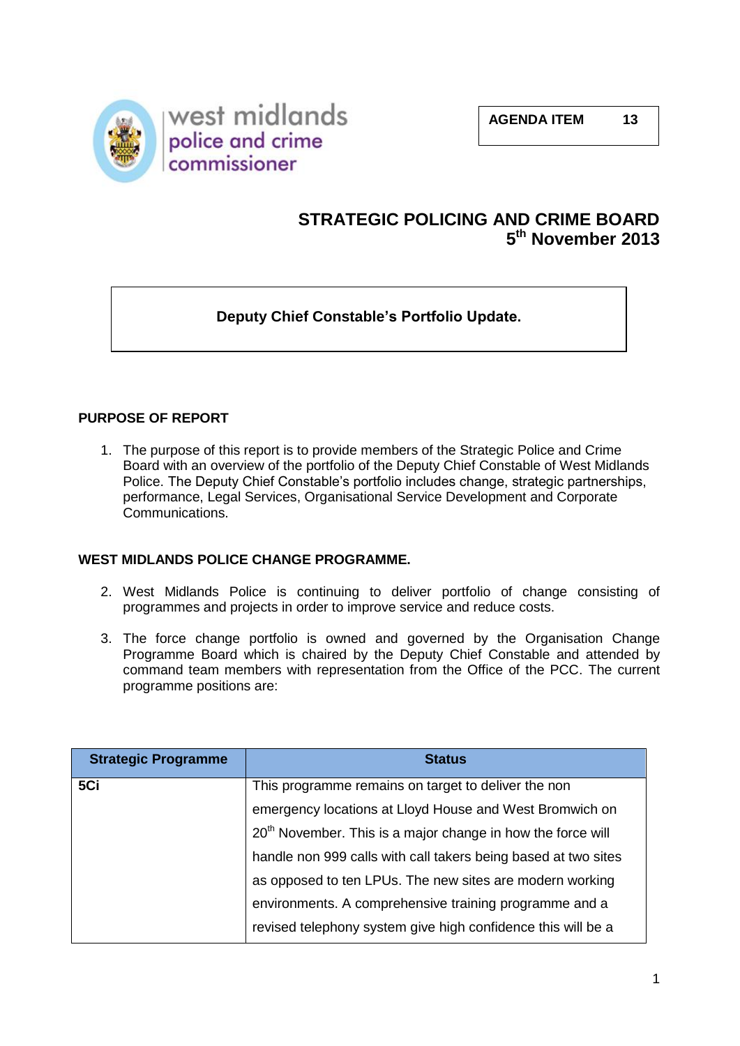west midlands
police and crime
commissioner

| AGENDA ITEM | 13 |
|---|---|

# STRATEGIC POLICING AND CRIME BOARD
## 5th November 2013

**Deputy Chief Constable's Portfolio Update.**

## PURPOSE OF REPORT

1. The purpose of this report is to provide members of the Strategic Police and Crime Board with an overview of the portfolio of the Deputy Chief Constable of West Midlands Police. The Deputy Chief Constable's portfolio includes change, strategic partnerships, performance, Legal Services, Organisational Service Development and Corporate Communications.

## WEST MIDLANDS POLICE CHANGE PROGRAMME.

2. West Midlands Police is continuing to deliver portfolio of change consisting of programmes and projects in order to improve service and reduce costs.

3. The force change portfolio is owned and governed by the Organisation Change Programme Board which is chaired by the Deputy Chief Constable and attended by command team members with representation from the Office of the PCC. The current programme positions are:

| Strategic Programme | Status |
|---|---|
| **5Ci** | This programme remains on target to deliver the non emergency locations at Lloyd House and West Bromwich on 20th November. This is a major change in how the force will handle non 999 calls with call takers being based at two sites as opposed to ten LPUs. The new sites are modern working environments. A comprehensive training programme and a revised telephony system give high confidence this will be a |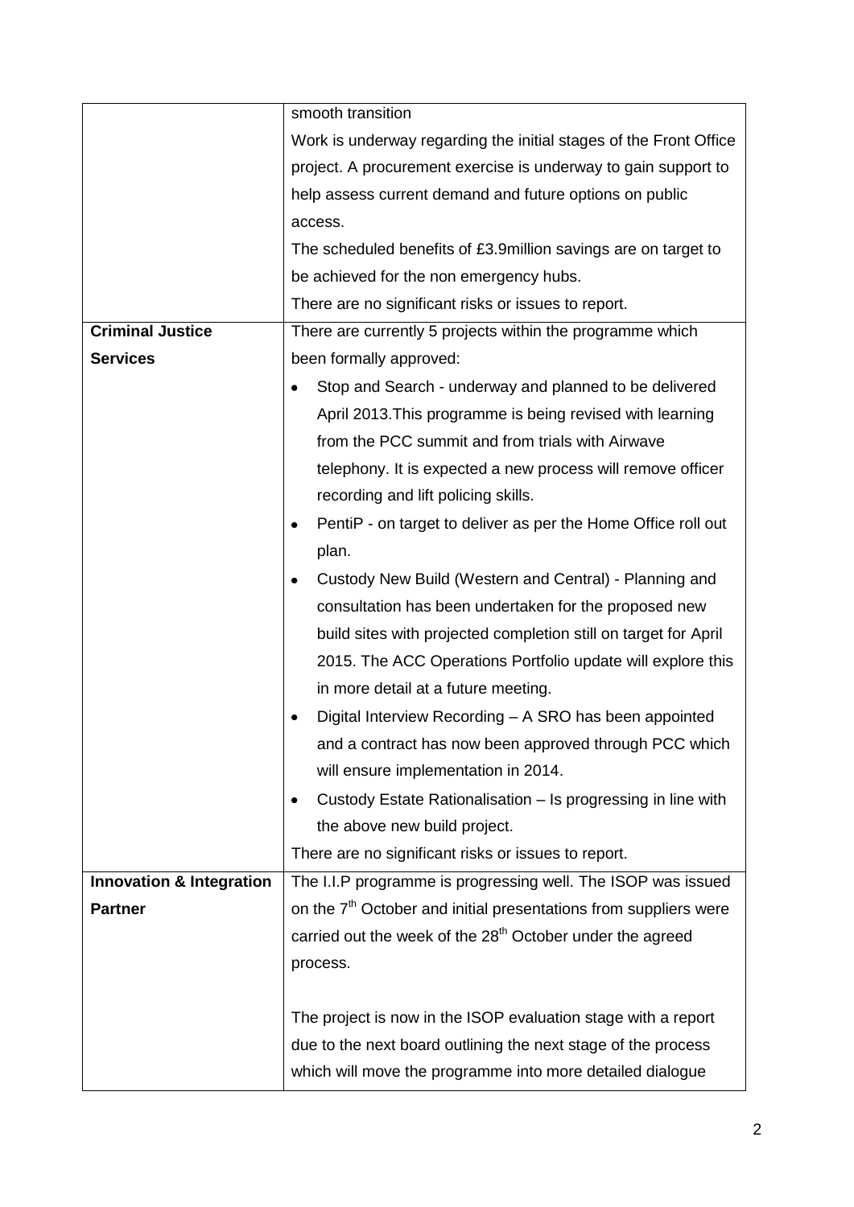| | |
|---|---|
| | smooth transition<br>Work is underway regarding the initial stages of the Front Office project. A procurement exercise is underway to gain support to help assess current demand and future options on public access.<br>The scheduled benefits of £3.9million savings are on target to be achieved for the non emergency hubs.<br>There are no significant risks or issues to report. |
| **Criminal Justice Services** | There are currently 5 projects within the programme which been formally approved:<br>• Stop and Search - underway and planned to be delivered April 2013.This programme is being revised with learning from the PCC summit and from trials with Airwave telephony. It is expected a new process will remove officer recording and lift policing skills.<br>• PentiP - on target to deliver as per the Home Office roll out plan.<br>• Custody New Build (Western and Central) - Planning and consultation has been undertaken for the proposed new build sites with projected completion still on target for April 2015. The ACC Operations Portfolio update will explore this in more detail at a future meeting.<br>• Digital Interview Recording – A SRO has been appointed and a contract has now been approved through PCC which will ensure implementation in 2014.<br>• Custody Estate Rationalisation – Is progressing in line with the above new build project.<br>There are no significant risks or issues to report. |
| **Innovation & Integration Partner** | The I.I.P programme is progressing well. The ISOP was issued on the 7th October and initial presentations from suppliers were carried out the week of the 28th October under the agreed process.<br><br>The project is now in the ISOP evaluation stage with a report due to the next board outlining the next stage of the process which will move the programme into more detailed dialogue |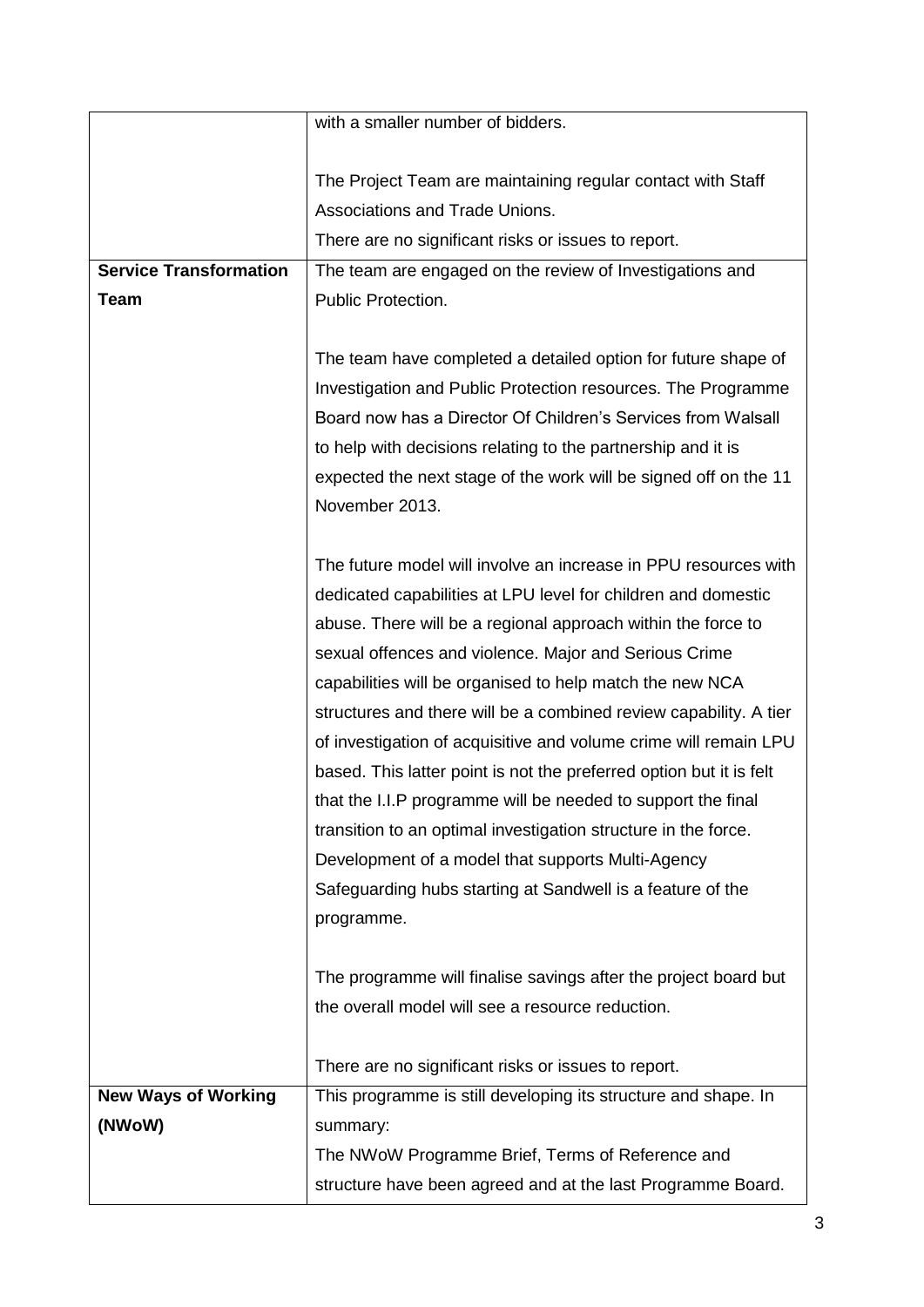| | |
|---|---|
| | with a smaller number of bidders.<br><br>The Project Team are maintaining regular contact with Staff Associations and Trade Unions.<br>There are no significant risks or issues to report. |
| **Service Transformation Team** | The team are engaged on the review of Investigations and Public Protection.<br><br>The team have completed a detailed option for future shape of Investigation and Public Protection resources. The Programme Board now has a Director Of Children's Services from Walsall to help with decisions relating to the partnership and it is expected the next stage of the work will be signed off on the 11 November 2013.<br><br>The future model will involve an increase in PPU resources with dedicated capabilities at LPU level for children and domestic abuse. There will be a regional approach within the force to sexual offences and violence. Major and Serious Crime capabilities will be organised to help match the new NCA structures and there will be a combined review capability. A tier of investigation of acquisitive and volume crime will remain LPU based. This latter point is not the preferred option but it is felt that the I.I.P programme will be needed to support the final transition to an optimal investigation structure in the force. Development of a model that supports Multi-Agency Safeguarding hubs starting at Sandwell is a feature of the programme.<br><br>The programme will finalise savings after the project board but the overall model will see a resource reduction.<br><br>There are no significant risks or issues to report. |
| **New Ways of Working (NWoW)** | This programme is still developing its structure and shape. In summary:<br>The NWoW Programme Brief, Terms of Reference and structure have been agreed and at the last Programme Board. |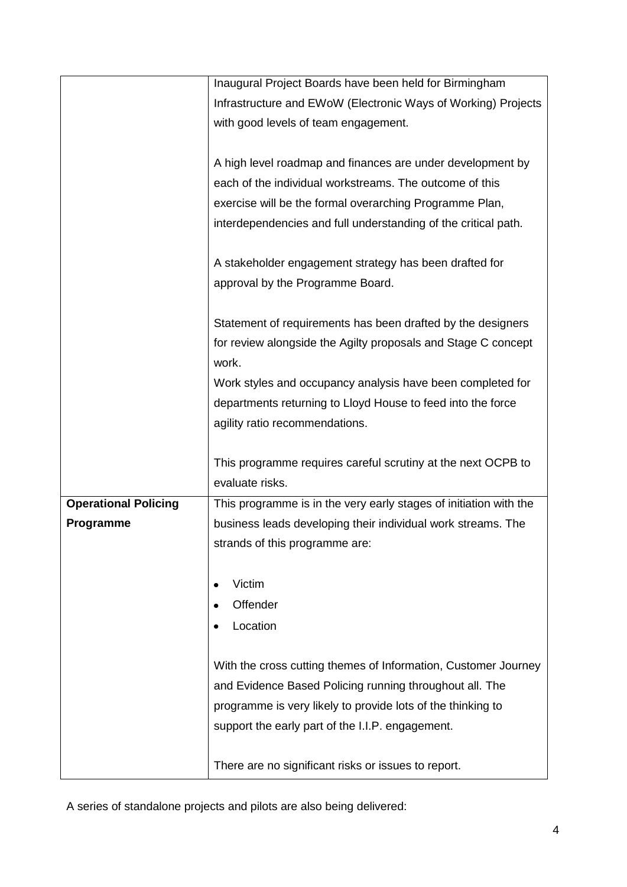| | |
|---|---|
| | Inaugural Project Boards have been held for Birmingham Infrastructure and EWoW (Electronic Ways of Working) Projects with good levels of team engagement.<br><br>A high level roadmap and finances are under development by each of the individual workstreams. The outcome of this exercise will be the formal overarching Programme Plan, interdependencies and full understanding of the critical path.<br><br>A stakeholder engagement strategy has been drafted for approval by the Programme Board.<br><br>Statement of requirements has been drafted by the designers for review alongside the Agilty proposals and Stage C concept work.<br>Work styles and occupancy analysis have been completed for departments returning to Lloyd House to feed into the force agility ratio recommendations.<br><br>This programme requires careful scrutiny at the next OCPB to evaluate risks. |
| **Operational Policing Programme** | This programme is in the very early stages of initiation with the business leads developing their individual work streams. The strands of this programme are:<br><br>• Victim<br>• Offender<br>• Location<br><br>With the cross cutting themes of Information, Customer Journey and Evidence Based Policing running throughout all. The programme is very likely to provide lots of the thinking to support the early part of the I.I.P. engagement.<br><br>There are no significant risks or issues to report. |

A series of standalone projects and pilots are also being delivered: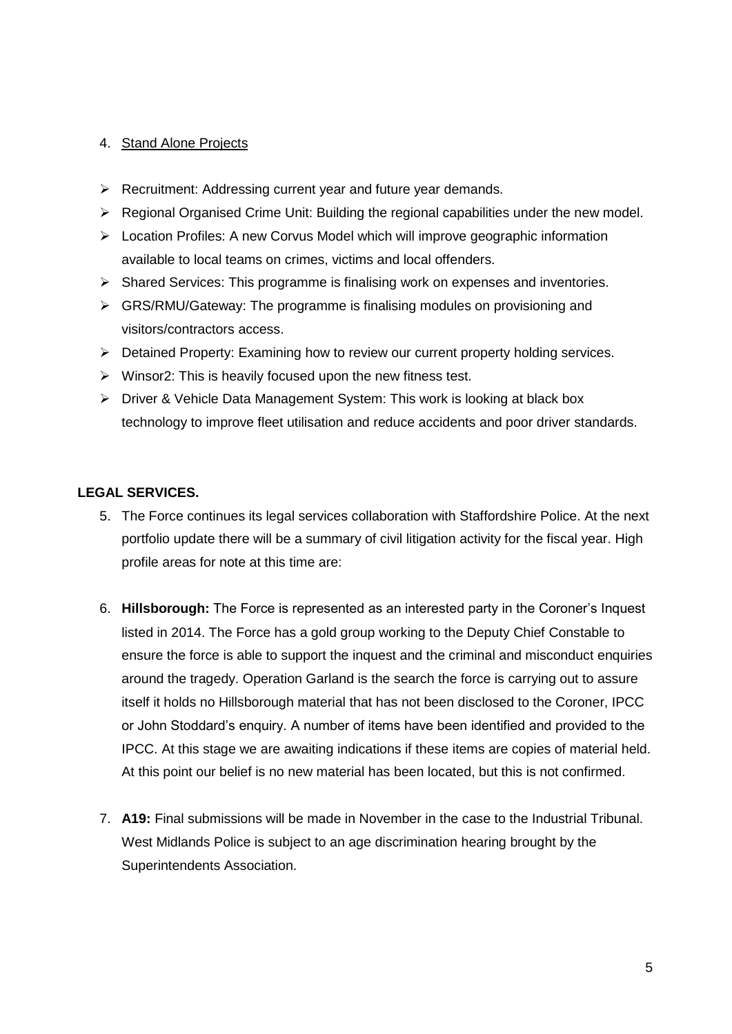4. <u>Stand Alone Projects</u>

- Recruitment: Addressing current year and future year demands.
- Regional Organised Crime Unit: Building the regional capabilities under the new model.
- Location Profiles: A new Corvus Model which will improve geographic information available to local teams on crimes, victims and local offenders.
- Shared Services: This programme is finalising work on expenses and inventories.
- GRS/RMU/Gateway: The programme is finalising modules on provisioning and visitors/contractors access.
- Detained Property: Examining how to review our current property holding services.
- Winsor2: This is heavily focused upon the new fitness test.
- Driver & Vehicle Data Management System: This work is looking at black box technology to improve fleet utilisation and reduce accidents and poor driver standards.

**LEGAL SERVICES.**

5. The Force continues its legal services collaboration with Staffordshire Police. At the next portfolio update there will be a summary of civil litigation activity for the fiscal year. High profile areas for note at this time are:

6. **Hillsborough:** The Force is represented as an interested party in the Coroner's Inquest listed in 2014. The Force has a gold group working to the Deputy Chief Constable to ensure the force is able to support the inquest and the criminal and misconduct enquiries around the tragedy. Operation Garland is the search the force is carrying out to assure itself it holds no Hillsborough material that has not been disclosed to the Coroner, IPCC or John Stoddard's enquiry. A number of items have been identified and provided to the IPCC. At this stage we are awaiting indications if these items are copies of material held. At this point our belief is no new material has been located, but this is not confirmed.

7. **A19:** Final submissions will be made in November in the case to the Industrial Tribunal. West Midlands Police is subject to an age discrimination hearing brought by the Superintendents Association.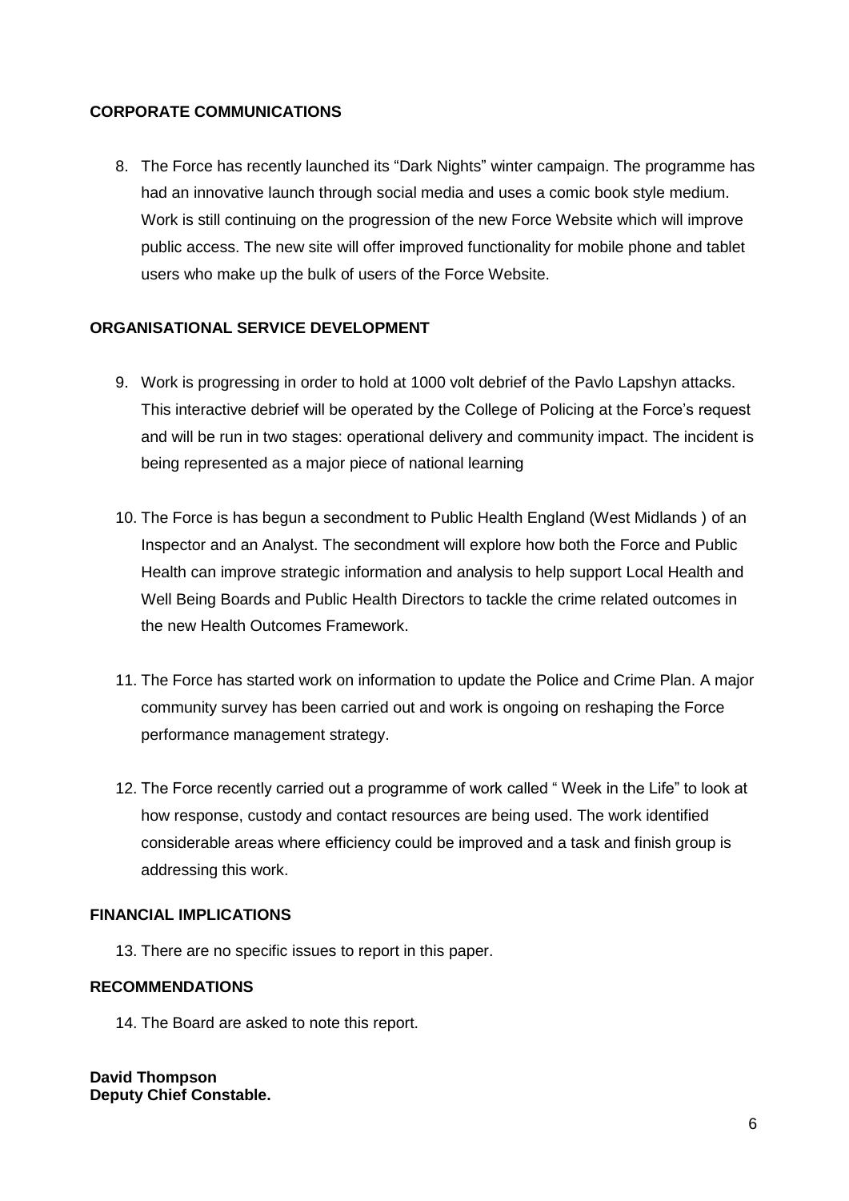## CORPORATE COMMUNICATIONS

8. The Force has recently launched its "Dark Nights" winter campaign. The programme has had an innovative launch through social media and uses a comic book style medium. Work is still continuing on the progression of the new Force Website which will improve public access. The new site will offer improved functionality for mobile phone and tablet users who make up the bulk of users of the Force Website.

## ORGANISATIONAL SERVICE DEVELOPMENT

9. Work is progressing in order to hold at 1000 volt debrief of the Pavlo Lapshyn attacks. This interactive debrief will be operated by the College of Policing at the Force's request and will be run in two stages: operational delivery and community impact. The incident is being represented as a major piece of national learning

10. The Force is has begun a secondment to Public Health England (West Midlands ) of an Inspector and an Analyst. The secondment will explore how both the Force and Public Health can improve strategic information and analysis to help support Local Health and Well Being Boards and Public Health Directors to tackle the crime related outcomes in the new Health Outcomes Framework.

11. The Force has started work on information to update the Police and Crime Plan. A major community survey has been carried out and work is ongoing on reshaping the Force performance management strategy.

12. The Force recently carried out a programme of work called " Week in the Life" to look at how response, custody and contact resources are being used. The work identified considerable areas where efficiency could be improved and a task and finish group is addressing this work.

## FINANCIAL IMPLICATIONS

13. There are no specific issues to report in this paper.

## RECOMMENDATIONS

14. The Board are asked to note this report.

**David Thompson**
**Deputy Chief Constable.**